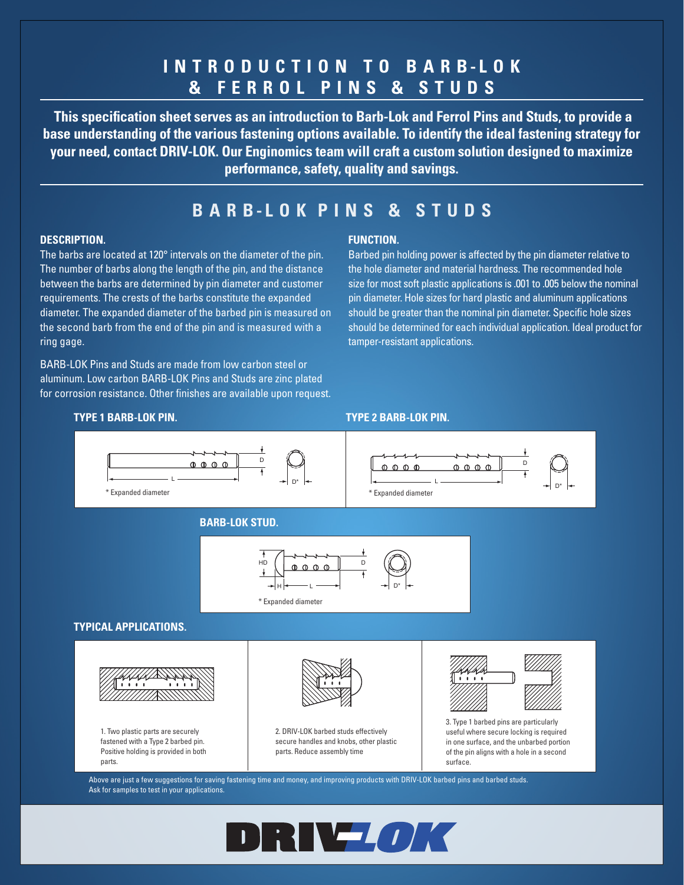# INTRODUCTION TO BARB-LOK & FERROL PINS & STUDS

**This specification sheet serves as an introduction to Barb-Lok and Ferrol Pins and Studs, to provide a base understanding of the various fastening options available. To identify the ideal fastening strategy for your need, contact DRIV-LOK. Our Enginomics team will craft a custom solution designed to maximize performance, safety, quality and savings.**

## BARB-LOK PINS & STUDS

**DESCRIPTION.**

The barbs are located at 120° intervals on the diameter of the pin. The number of barbs along the length of the pin, and the distance between the barbs are determined by pin diameter and customer requirements. The crests of the barbs constitute the expanded diameter. The expanded diameter of the barbed pin is measured on the second barb from the end of the pin and is measured with a ring gage.

BARB-LOK Pins and Studs are made from low carbon steel or aluminum. Low carbon BARB-LOK Pins and Studs are zinc plated for corrosion resistance. Other finishes are available upon request.

**FUNCTION.**

Barbed pin holding power is affected by the pin diameter relative to the hole diameter and material hardness. The recommended hole size for most soft plastic applications is .001 to .005 below the nominal pin diameter. Hole sizes for hard plastic and aluminum applications should be greater than the nominal pin diameter. Specific hole sizes should be determined for each individual application. Ideal product for tamper-resistant applications.

**TYPE 1 BARB-LOK PIN.**

D L D*

\* Expanded diameter

**TYPE 2 BARB-LOK PIN.**

D L D*

\* Expanded diameter

**BARB-LOK STUD.**

HD H L D D*

\* Expanded diameter

**TYPICAL APPLICATIONS.**

1. Two plastic parts are securely fastened with a Type 2 barbed pin. Positive holding is provided in both parts.

2. DRIV-LOK barbed studs effectively secure handles and knobs, other plastic parts. Reduce assembly time

3. Type 1 barbed pins are particularly useful where secure locking is required in one surface, and the unbarbed portion of the pin aligns with a hole in a second surface.

Above are just a few suggestions for saving fastening time and money, and improving products with DRIV-LOK barbed pins and barbed studs. Ask for samples to test in your applications.

DRIV-LOK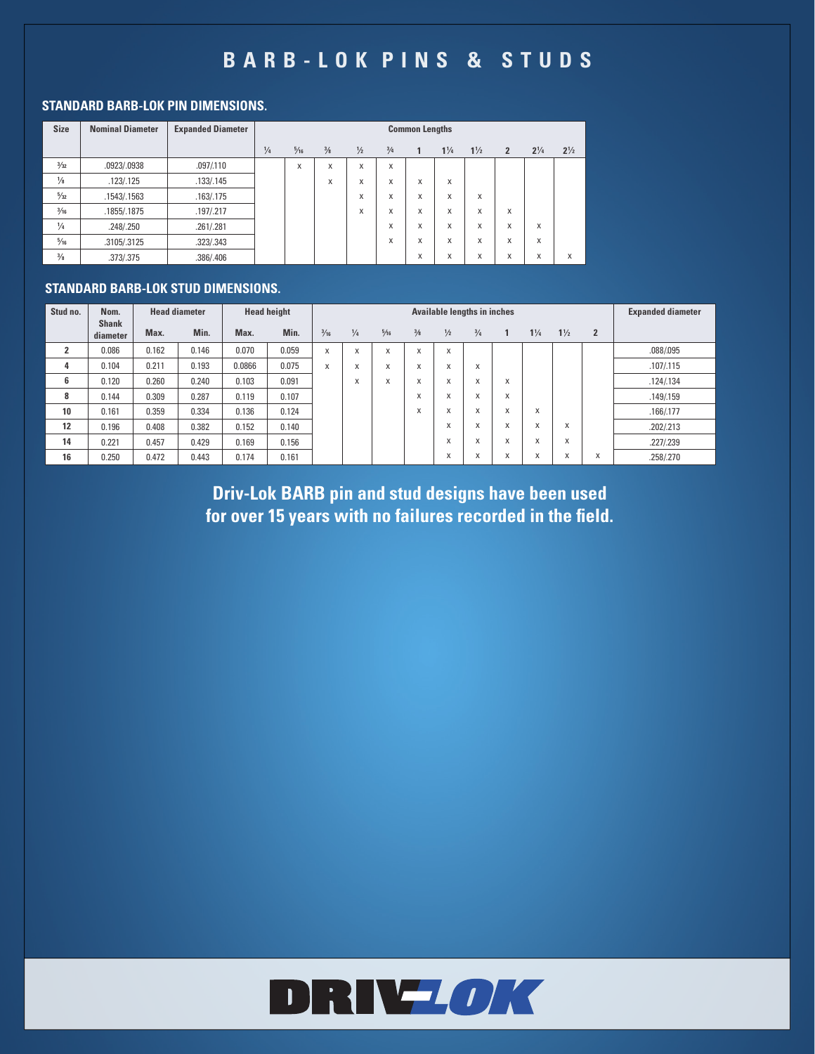# BARB-LOK PINS & STUDS

## STANDARD BARB-LOK PIN DIMENSIONS.

| Size | Nominal Diameter | Expanded Diameter | Common Lengths | | | | | | | | | | |
|---|---|---|---|---|---|---|---|---|---|---|---|---|---|
| | | | ¼ | ⁵⁄₁₆ | ⅜ | ½ | ¾ | 1 | 1¼ | 1½ | 2 | 2¼ | 2½ |
| ³⁄₃₂ | .0923/.0938 | .097/.110 | | x | x | x | x | | | | | | |
| ⅛ | .123/.125 | .133/.145 | | | x | x | x | x | x | | | | |
| ⁵⁄₃₂ | .1543/.1563 | .163/.175 | | | | x | x | x | x | x | | | |
| ³⁄₁₆ | .1855/.1875 | .197/.217 | | | | x | x | x | x | x | x | | |
| ¼ | .248/.250 | .261/.281 | | | | | x | x | x | x | x | x | |
| ⁵⁄₁₆ | .3105/.3125 | .323/.343 | | | | | x | x | x | x | x | x | |
| ⅜ | .373/.375 | .386/.406 | | | | | | x | x | x | x | x | x |

## STANDARD BARB-LOK STUD DIMENSIONS.

| Stud no. | Nom. Shank diameter | Head diameter | | Head height | | Available lengths in inches | | | | | | | | | | Expanded diameter |
|---|---|---|---|---|---|---|---|---|---|---|---|---|---|---|---|---|
| | | Max. | Min. | Max. | Min. | ³⁄₁₆ | ¼ | ⁵⁄₁₆ | ⅜ | ½ | ¾ | 1 | 1¼ | 1½ | 2 | |
| 2 | 0.086 | 0.162 | 0.146 | 0.070 | 0.059 | x | x | x | x | x | | | | | | .088/.095 |
| 4 | 0.104 | 0.211 | 0.193 | 0.0866 | 0.075 | x | x | x | x | x | x | | | | | .107/.115 |
| 6 | 0.120 | 0.260 | 0.240 | 0.103 | 0.091 | | x | x | x | x | x | x | | | | .124/.134 |
| 8 | 0.144 | 0.309 | 0.287 | 0.119 | 0.107 | | | | x | x | x | x | | | | .149/.159 |
| 10 | 0.161 | 0.359 | 0.334 | 0.136 | 0.124 | | | | x | x | x | x | x | | | .166/.177 |
| 12 | 0.196 | 0.408 | 0.382 | 0.152 | 0.140 | | | | | x | x | x | x | x | | .202/.213 |
| 14 | 0.221 | 0.457 | 0.429 | 0.169 | 0.156 | | | | | x | x | x | x | x | | .227/.239 |
| 16 | 0.250 | 0.472 | 0.443 | 0.174 | 0.161 | | | | | x | x | x | x | x | x | .258/.270 |

**Driv-Lok BARB pin and stud designs have been used for over 15 years with no failures recorded in the field.**

DRIV-LOK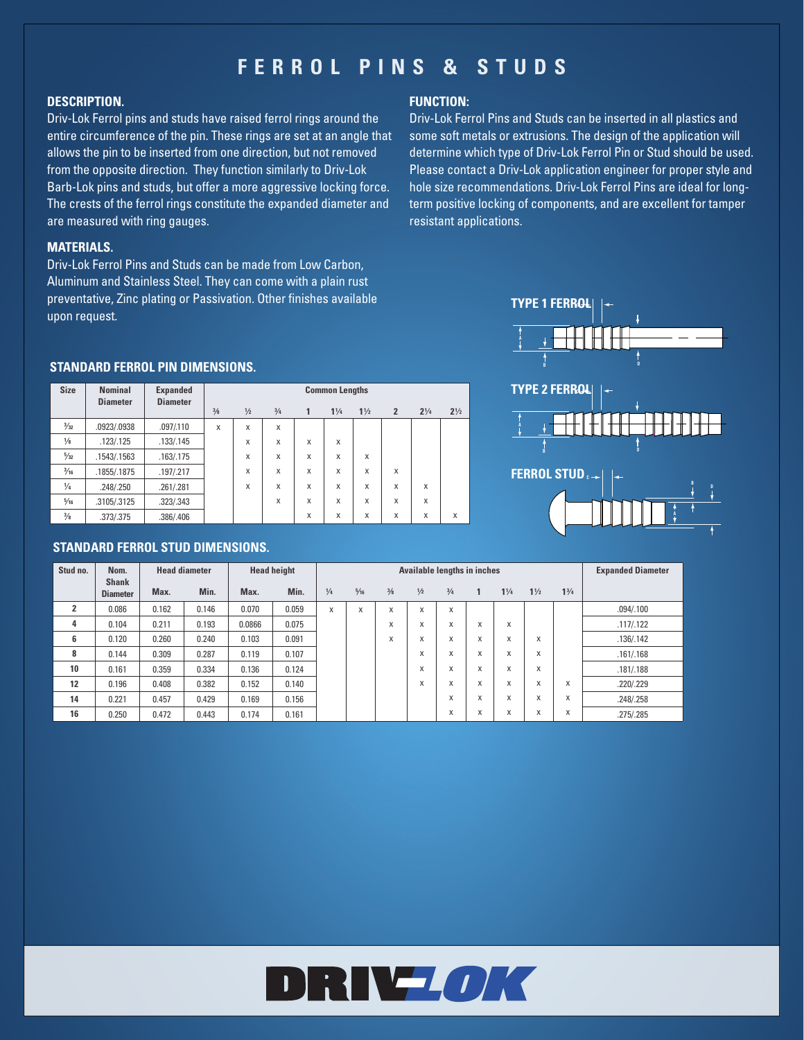# FERROL PINS & STUDS

**DESCRIPTION.**

Driv-Lok Ferrol pins and studs have raised ferrol rings around the entire circumference of the pin. These rings are set at an angle that allows the pin to be inserted from one direction, but not removed from the opposite direction. They function similarly to Driv-Lok Barb-Lok pins and studs, but offer a more aggressive locking force. The crests of the ferrol rings constitute the expanded diameter and are measured with ring gauges.

**MATERIALS.**

Driv-Lok Ferrol Pins and Studs can be made from Low Carbon, Aluminum and Stainless Steel. They can come with a plain rust preventative, Zinc plating or Passivation. Other finishes available upon request.

**FUNCTION:**

Driv-Lok Ferrol Pins and Studs can be inserted in all plastics and some soft metals or extrusions. The design of the application will determine which type of Driv-Lok Ferrol Pin or Stud should be used. Please contact a Driv-Lok application engineer for proper style and hole size recommendations. Driv-Lok Ferrol Pins are ideal for long-term positive locking of components, and are excellent for tamper resistant applications.

TYPE 1 FERROL

TYPE 2 FERROL

FERROL STUD

## STANDARD FERROL PIN DIMENSIONS.

| Size | Nominal Diameter | Expanded Diameter | Common Lengths | | | | | | | | |
|---|---|---|---|---|---|---|---|---|---|---|---|
| | | | 3/8 | 1/2 | 3/4 | 1 | 1 1/4 | 1 1/2 | 2 | 2 1/4 | 2 1/2 |
| 3/32 | .0923/.0938 | .097/.110 | x | x | x | | | | | | |
| 1/8 | .123/.125 | .133/.145 | | x | x | x | x | | | | |
| 5/32 | .1543/.1563 | .163/.175 | | x | x | x | x | x | | | |
| 3/16 | .1855/.1875 | .197/.217 | | x | x | x | x | x | x | | |
| 1/4 | .248/.250 | .261/.281 | | x | x | x | x | x | x | x | |
| 5/16 | .3105/.3125 | .323/.343 | | | x | x | x | x | x | x | |
| 3/8 | .373/.375 | .386/.406 | | | | x | x | x | x | x | x |

## STANDARD FERROL STUD DIMENSIONS.

| Stud no. | Nom. Shank Diameter | Head diameter | | Head height | | Available lengths in inches | | | | | | | | | Expanded Diameter |
|---|---|---|---|---|---|---|---|---|---|---|---|---|---|---|---|
| | | Max. | Min. | Max. | Min. | 1/4 | 5/16 | 3/8 | 1/2 | 3/4 | 1 | 1 1/4 | 1 1/2 | 1 3/4 | |
| 2 | 0.086 | 0.162 | 0.146 | 0.070 | 0.059 | x | x | x | x | x | | | | | .094/.100 |
| 4 | 0.104 | 0.211 | 0.193 | 0.0866 | 0.075 | | | x | x | x | x | x | | | .117/.122 |
| 6 | 0.120 | 0.260 | 0.240 | 0.103 | 0.091 | | | x | x | x | x | x | x | | .136/.142 |
| 8 | 0.144 | 0.309 | 0.287 | 0.119 | 0.107 | | | | x | x | x | x | x | | .161/.168 |
| 10 | 0.161 | 0.359 | 0.334 | 0.136 | 0.124 | | | | x | x | x | x | x | | .181/.188 |
| 12 | 0.196 | 0.408 | 0.382 | 0.152 | 0.140 | | | | x | x | x | x | x | x | .220/.229 |
| 14 | 0.221 | 0.457 | 0.429 | 0.169 | 0.156 | | | | | x | x | x | x | x | .248/.258 |
| 16 | 0.250 | 0.472 | 0.443 | 0.174 | 0.161 | | | | | x | x | x | x | x | .275/.285 |

DRIV-LOK